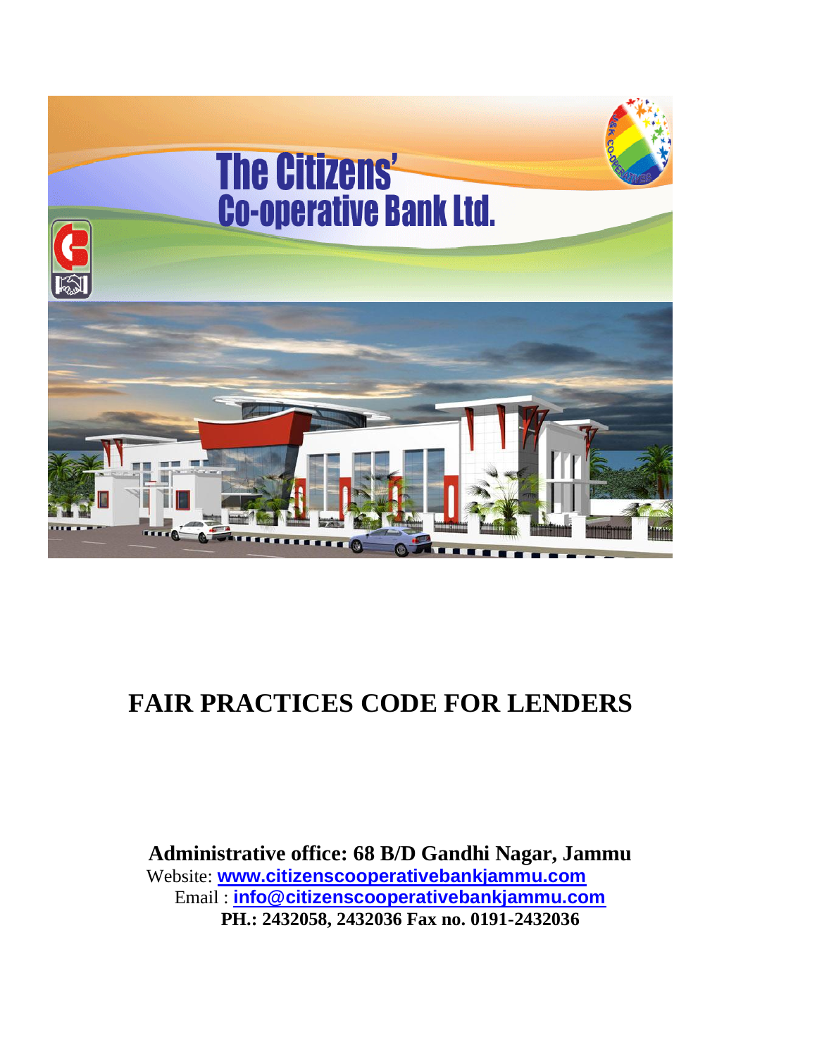The Citizens' Co-operative Bank Ltd.

# FAIR PRACTICES CODE FOR LENDERS

**Administrative office: 68 B/D Gandhi Nagar, Jammu**

Website: **www.citizenscooperativebankjammu.com**

Email : **info@citizenscooperativebankjammu.com**

**PH.: 2432058, 2432036 Fax no. 0191-2432036**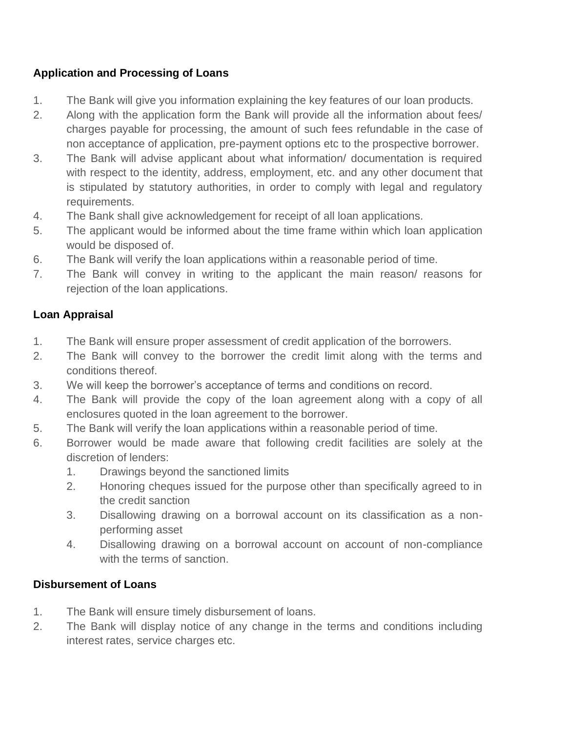**Application and Processing of Loans**

1. The Bank will give you information explaining the key features of our loan products.
2. Along with the application form the Bank will provide all the information about fees/ charges payable for processing, the amount of such fees refundable in the case of non acceptance of application, pre-payment options etc to the prospective borrower.
3. The Bank will advise applicant about what information/ documentation is required with respect to the identity, address, employment, etc. and any other document that is stipulated by statutory authorities, in order to comply with legal and regulatory requirements.
4. The Bank shall give acknowledgement for receipt of all loan applications.
5. The applicant would be informed about the time frame within which loan application would be disposed of.
6. The Bank will verify the loan applications within a reasonable period of time.
7. The Bank will convey in writing to the applicant the main reason/ reasons for rejection of the loan applications.

**Loan Appraisal**

1. The Bank will ensure proper assessment of credit application of the borrowers.
2. The Bank will convey to the borrower the credit limit along with the terms and conditions thereof.
3. We will keep the borrower's acceptance of terms and conditions on record.
4. The Bank will provide the copy of the loan agreement along with a copy of all enclosures quoted in the loan agreement to the borrower.
5. The Bank will verify the loan applications within a reasonable period of time.
6. Borrower would be made aware that following credit facilities are solely at the discretion of lenders:
    1. Drawings beyond the sanctioned limits
    2. Honoring cheques issued for the purpose other than specifically agreed to in the credit sanction
    3. Disallowing drawing on a borrowal account on its classification as a non-performing asset
    4. Disallowing drawing on a borrowal account on account of non-compliance with the terms of sanction.

**Disbursement of Loans**

1. The Bank will ensure timely disbursement of loans.
2. The Bank will display notice of any change in the terms and conditions including interest rates, service charges etc.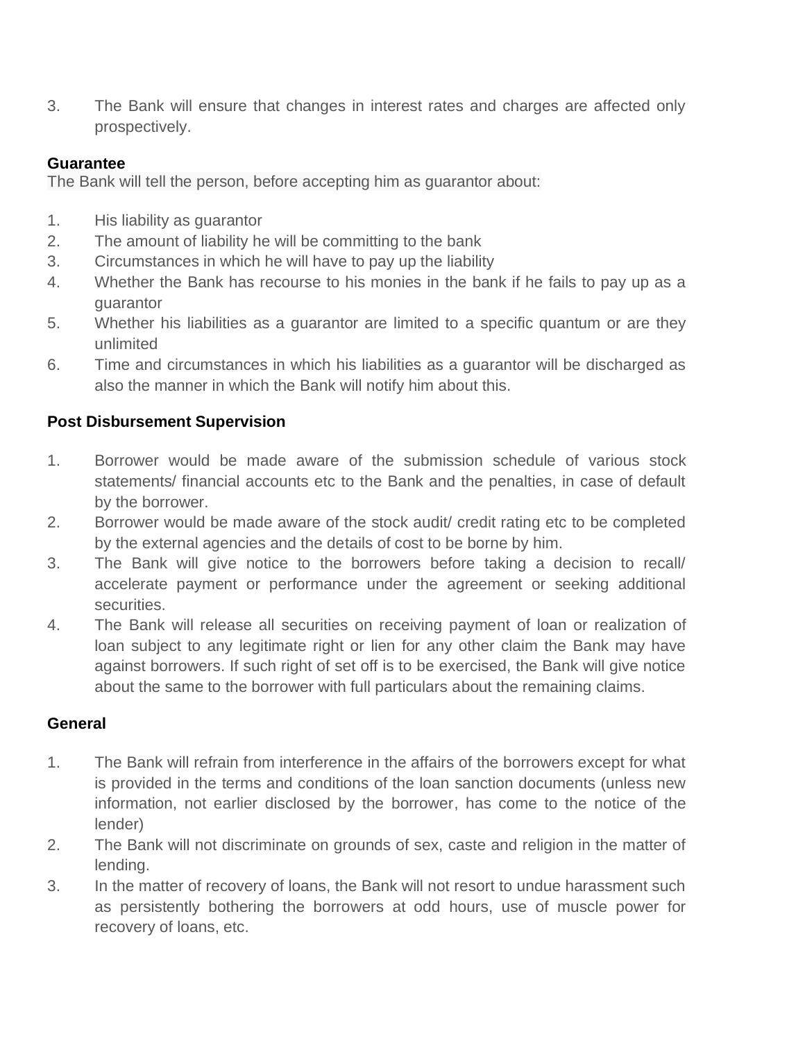3. The Bank will ensure that changes in interest rates and charges are affected only prospectively.

**Guarantee**

The Bank will tell the person, before accepting him as guarantor about:

1. His liability as guarantor
2. The amount of liability he will be committing to the bank
3. Circumstances in which he will have to pay up the liability
4. Whether the Bank has recourse to his monies in the bank if he fails to pay up as a guarantor
5. Whether his liabilities as a guarantor are limited to a specific quantum or are they unlimited
6. Time and circumstances in which his liabilities as a guarantor will be discharged as also the manner in which the Bank will notify him about this.

**Post Disbursement Supervision**

1. Borrower would be made aware of the submission schedule of various stock statements/ financial accounts etc to the Bank and the penalties, in case of default by the borrower.
2. Borrower would be made aware of the stock audit/ credit rating etc to be completed by the external agencies and the details of cost to be borne by him.
3. The Bank will give notice to the borrowers before taking a decision to recall/ accelerate payment or performance under the agreement or seeking additional securities.
4. The Bank will release all securities on receiving payment of loan or realization of loan subject to any legitimate right or lien for any other claim the Bank may have against borrowers. If such right of set off is to be exercised, the Bank will give notice about the same to the borrower with full particulars about the remaining claims.

**General**

1. The Bank will refrain from interference in the affairs of the borrowers except for what is provided in the terms and conditions of the loan sanction documents (unless new information, not earlier disclosed by the borrower, has come to the notice of the lender)
2. The Bank will not discriminate on grounds of sex, caste and religion in the matter of lending.
3. In the matter of recovery of loans, the Bank will not resort to undue harassment such as persistently bothering the borrowers at odd hours, use of muscle power for recovery of loans, etc.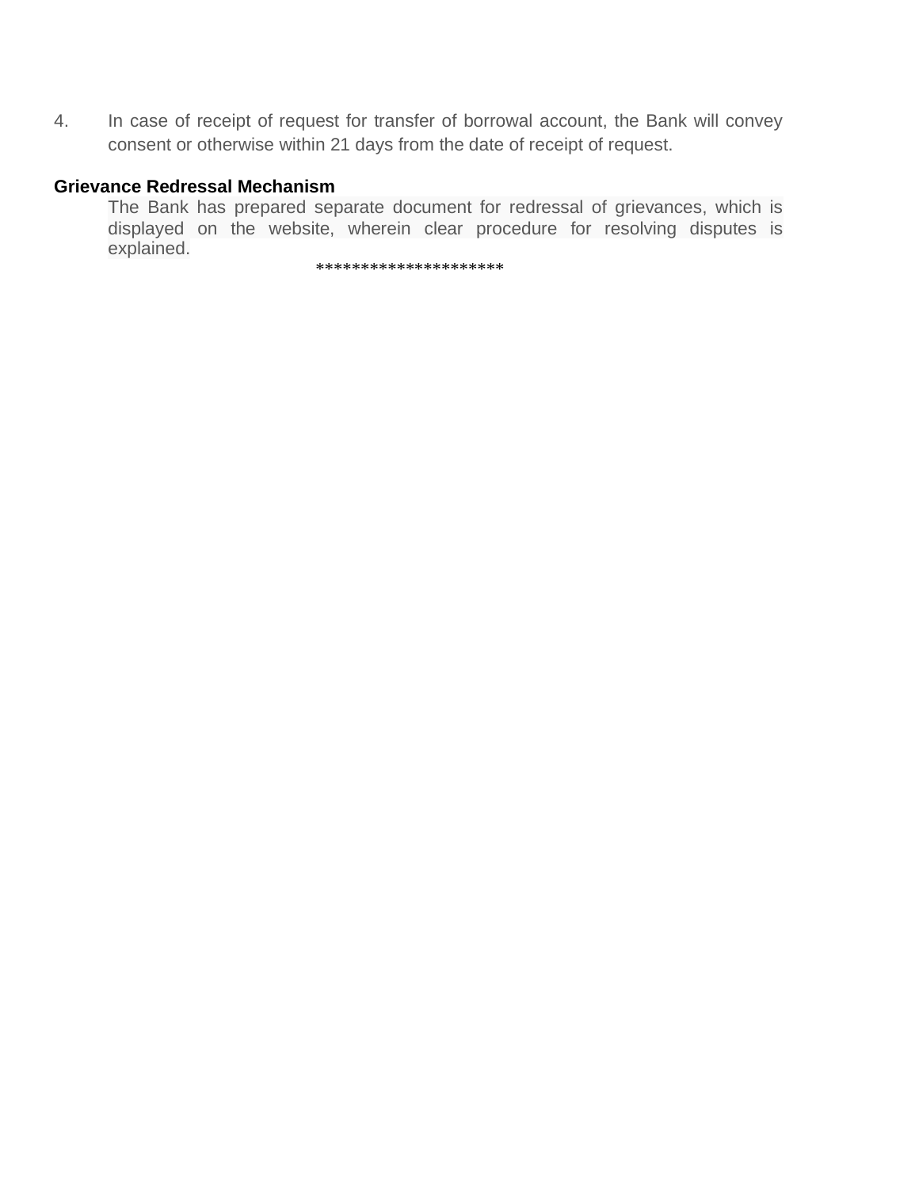4. In case of receipt of request for transfer of borrowal account, the Bank will convey consent or otherwise within 21 days from the date of receipt of request.

**Grievance Redressal Mechanism**

The Bank has prepared separate document for redressal of grievances, which is displayed on the website, wherein clear procedure for resolving disputes is explained.

********************